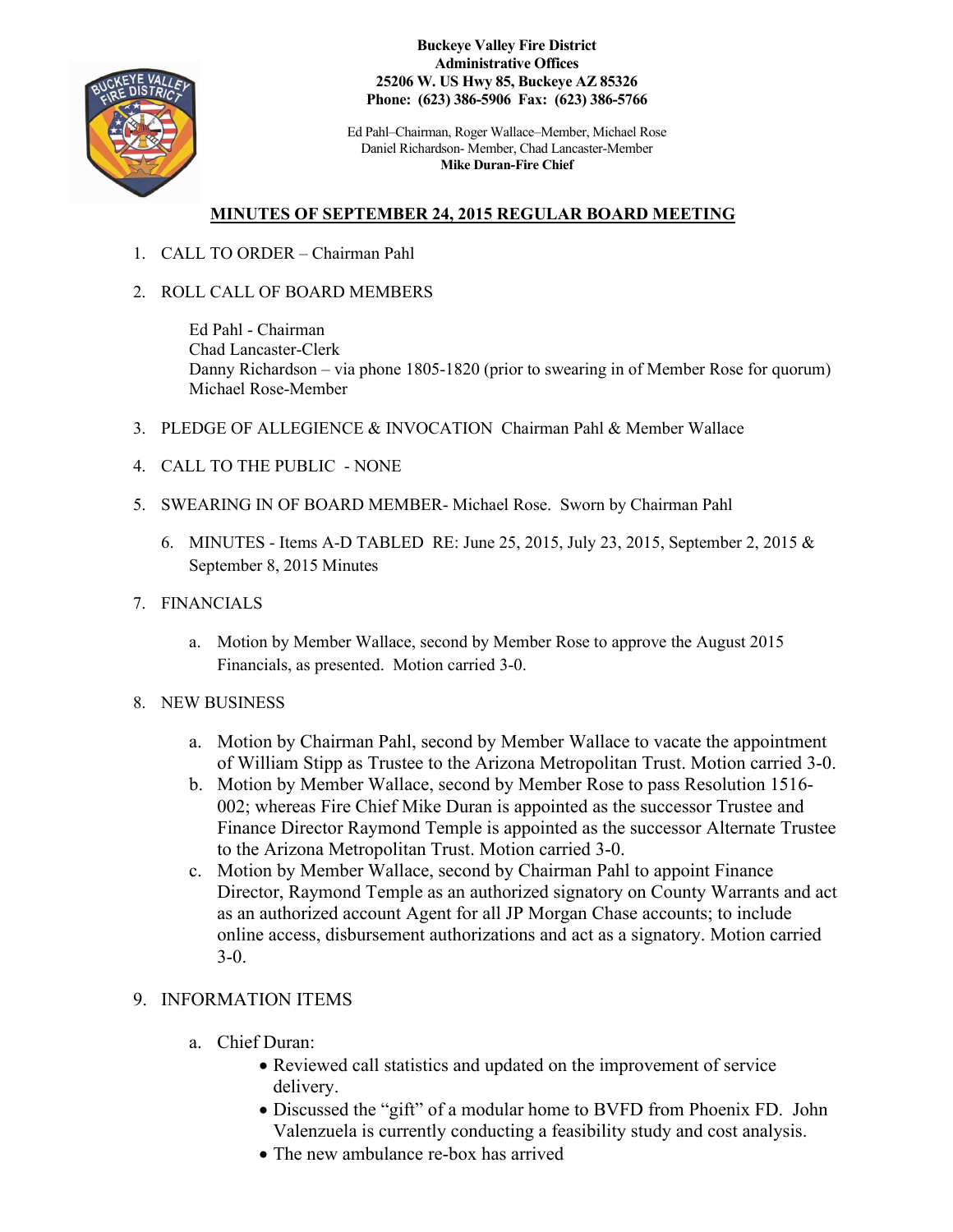**Buckeye Valley Fire District**
**Administrative Offices**
**25206 W. US Hwy 85, Buckeye AZ 85326**
**Phone: (623) 386-5906 Fax: (623) 386-5766**

Ed Pahl–Chairman, Roger Wallace–Member, Michael Rose
Daniel Richardson- Member, Chad Lancaster-Member
**Mike Duran-Fire Chief**

## MINUTES OF SEPTEMBER 24, 2015 REGULAR BOARD MEETING

1. CALL TO ORDER – Chairman Pahl

2. ROLL CALL OF BOARD MEMBERS

   Ed Pahl - Chairman
   Chad Lancaster-Clerk
   Danny Richardson – via phone 1805-1820 (prior to swearing in of Member Rose for quorum)
   Michael Rose-Member

3. PLEDGE OF ALLEGIENCE & INVOCATION Chairman Pahl & Member Wallace

4. CALL TO THE PUBLIC - NONE

5. SWEARING IN OF BOARD MEMBER- Michael Rose. Sworn by Chairman Pahl

6. MINUTES - Items A-D TABLED RE: June 25, 2015, July 23, 2015, September 2, 2015 & September 8, 2015 Minutes

7. FINANCIALS

   a. Motion by Member Wallace, second by Member Rose to approve the August 2015 Financials, as presented. Motion carried 3-0.

8. NEW BUSINESS

   a. Motion by Chairman Pahl, second by Member Wallace to vacate the appointment of William Stipp as Trustee to the Arizona Metropolitan Trust. Motion carried 3-0.
   b. Motion by Member Wallace, second by Member Rose to pass Resolution 1516-002; whereas Fire Chief Mike Duran is appointed as the successor Trustee and Finance Director Raymond Temple is appointed as the successor Alternate Trustee to the Arizona Metropolitan Trust. Motion carried 3-0.
   c. Motion by Member Wallace, second by Chairman Pahl to appoint Finance Director, Raymond Temple as an authorized signatory on County Warrants and act as an authorized account Agent for all JP Morgan Chase accounts; to include online access, disbursement authorizations and act as a signatory. Motion carried 3-0.

9. INFORMATION ITEMS

   a. Chief Duran:
      - Reviewed call statistics and updated on the improvement of service delivery.
      - Discussed the "gift" of a modular home to BVFD from Phoenix FD. John Valenzuela is currently conducting a feasibility study and cost analysis.
      - The new ambulance re-box has arrived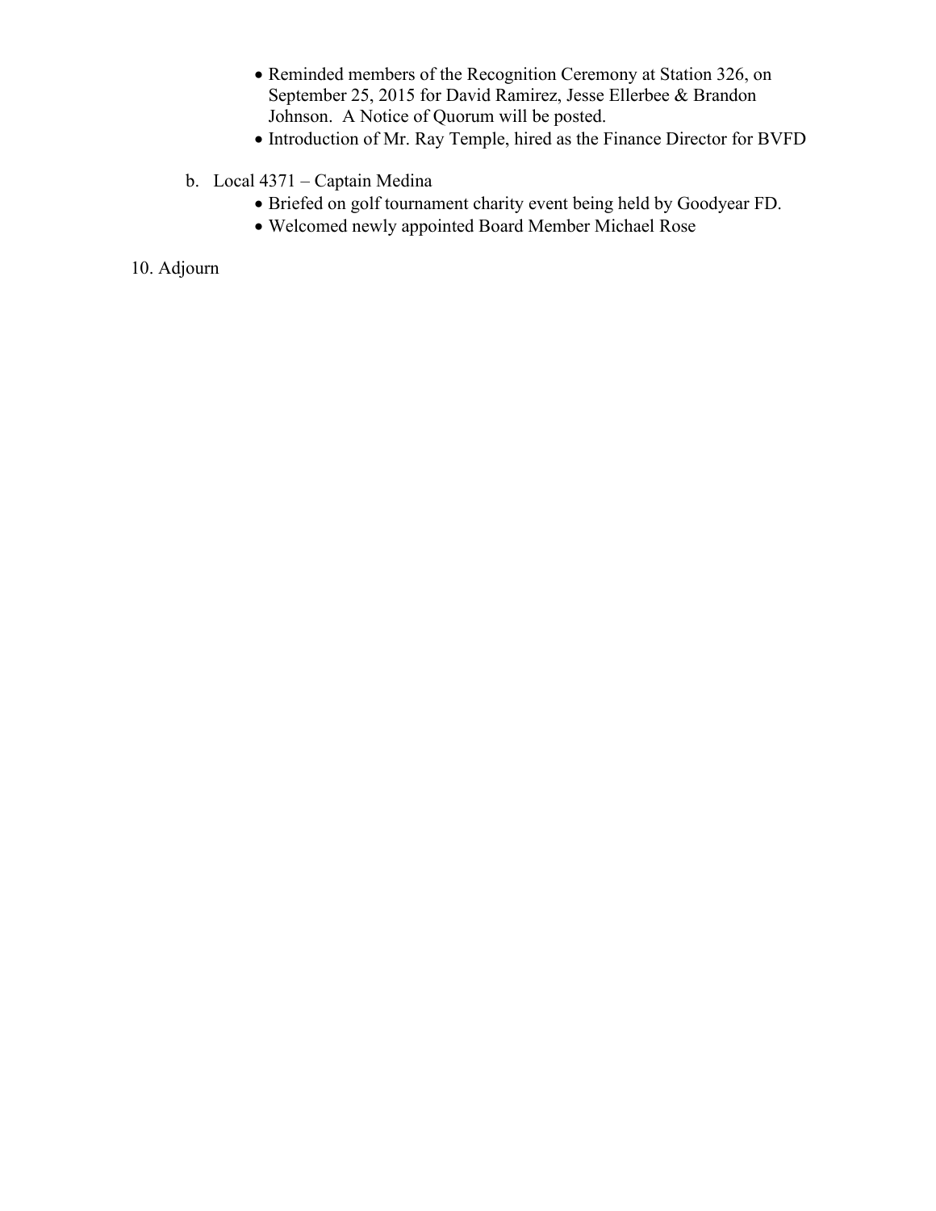- Reminded members of the Recognition Ceremony at Station 326, on September 25, 2015 for David Ramirez, Jesse Ellerbee & Brandon Johnson. A Notice of Quorum will be posted.
- Introduction of Mr. Ray Temple, hired as the Finance Director for BVFD

b. Local 4371 – Captain Medina
   - Briefed on golf tournament charity event being held by Goodyear FD.
   - Welcomed newly appointed Board Member Michael Rose

10. Adjourn